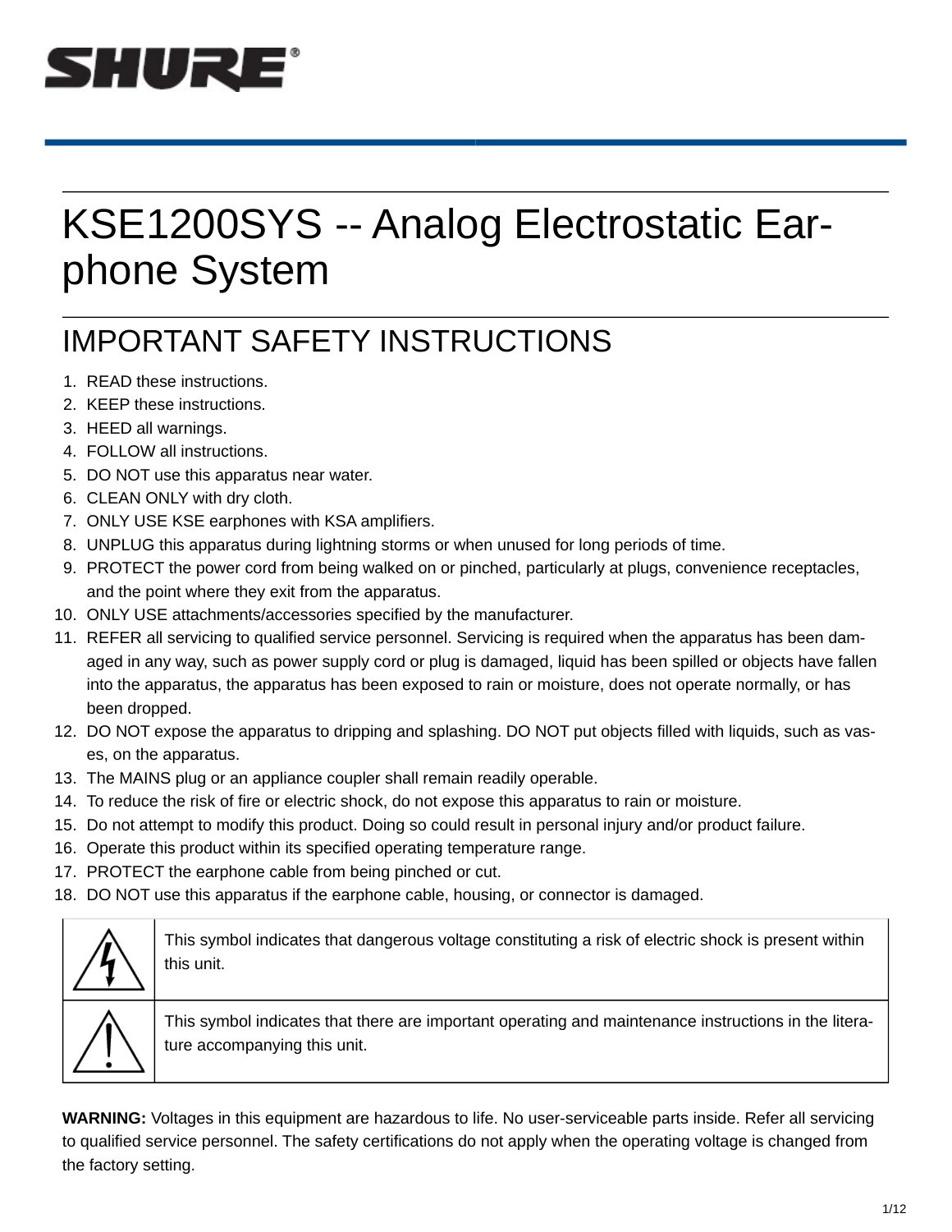SHURE®

# KSE1200SYS -- Analog Electrostatic Earphone System

## IMPORTANT SAFETY INSTRUCTIONS

1. READ these instructions.
2. KEEP these instructions.
3. HEED all warnings.
4. FOLLOW all instructions.
5. DO NOT use this apparatus near water.
6. CLEAN ONLY with dry cloth.
7. ONLY USE KSE earphones with KSA amplifiers.
8. UNPLUG this apparatus during lightning storms or when unused for long periods of time.
9. PROTECT the power cord from being walked on or pinched, particularly at plugs, convenience receptacles, and the point where they exit from the apparatus.
10. ONLY USE attachments/accessories specified by the manufacturer.
11. REFER all servicing to qualified service personnel. Servicing is required when the apparatus has been damaged in any way, such as power supply cord or plug is damaged, liquid has been spilled or objects have fallen into the apparatus, the apparatus has been exposed to rain or moisture, does not operate normally, or has been dropped.
12. DO NOT expose the apparatus to dripping and splashing. DO NOT put objects filled with liquids, such as vases, on the apparatus.
13. The MAINS plug or an appliance coupler shall remain readily operable.
14. To reduce the risk of fire or electric shock, do not expose this apparatus to rain or moisture.
15. Do not attempt to modify this product. Doing so could result in personal injury and/or product failure.
16. Operate this product within its specified operating temperature range.
17. PROTECT the earphone cable from being pinched or cut.
18. DO NOT use this apparatus if the earphone cable, housing, or connector is damaged.

| | |
|---|---|
| ⚡ | This symbol indicates that dangerous voltage constituting a risk of electric shock is present within this unit. |
| ⚠ | This symbol indicates that there are important operating and maintenance instructions in the literature accompanying this unit. |

**WARNING:** Voltages in this equipment are hazardous to life. No user-serviceable parts inside. Refer all servicing to qualified service personnel. The safety certifications do not apply when the operating voltage is changed from the factory setting.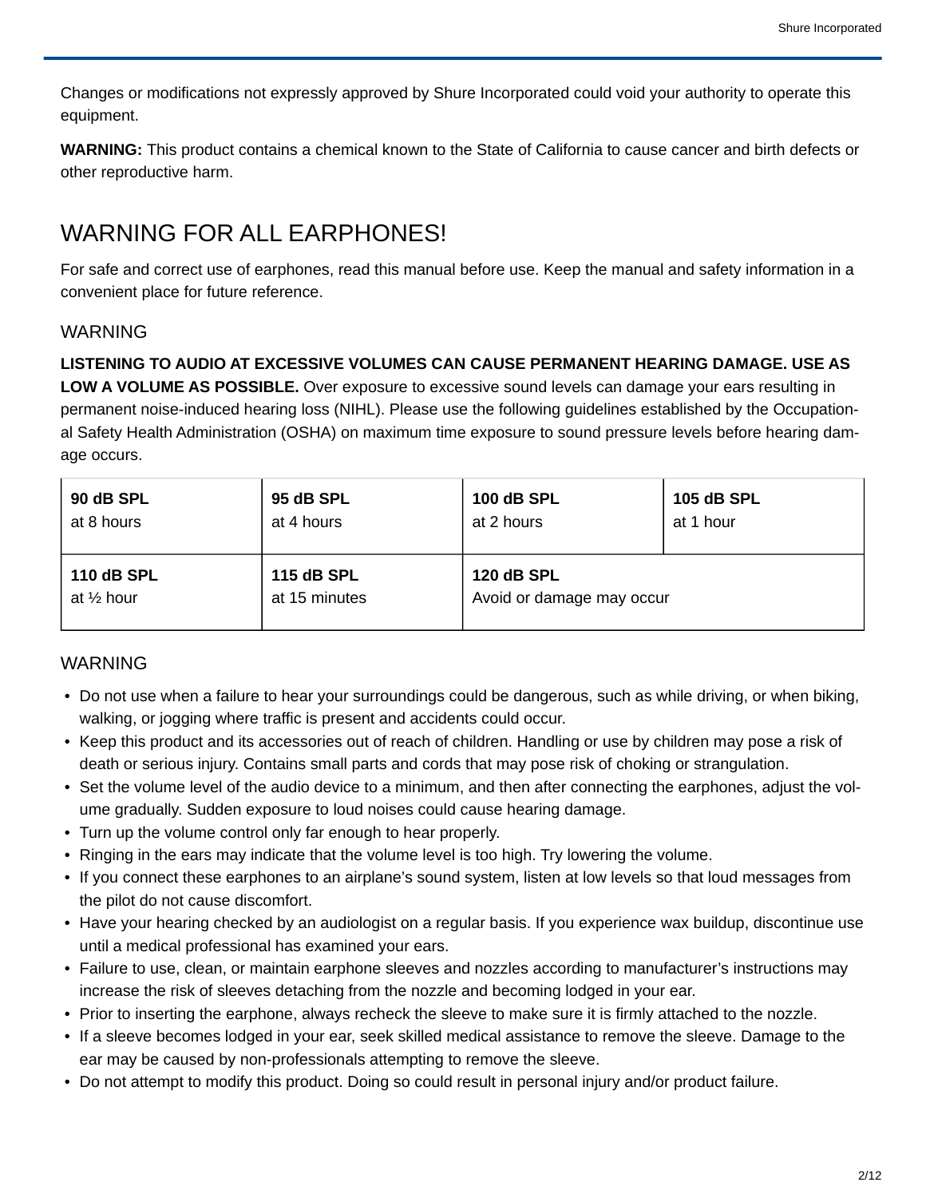Changes or modifications not expressly approved by Shure Incorporated could void your authority to operate this equipment.

**WARNING:** This product contains a chemical known to the State of California to cause cancer and birth defects or other reproductive harm.

# WARNING FOR ALL EARPHONES!

For safe and correct use of earphones, read this manual before use. Keep the manual and safety information in a convenient place for future reference.

## WARNING

**LISTENING TO AUDIO AT EXCESSIVE VOLUMES CAN CAUSE PERMANENT HEARING DAMAGE. USE AS LOW A VOLUME AS POSSIBLE.** Over exposure to excessive sound levels can damage your ears resulting in permanent noise-induced hearing loss (NIHL). Please use the following guidelines established by the Occupational Safety Health Administration (OSHA) on maximum time exposure to sound pressure levels before hearing damage occurs.

| **90 dB SPL** at 8 hours | **95 dB SPL** at 4 hours | **100 dB SPL** at 2 hours | **105 dB SPL** at 1 hour |
|---|---|---|---|
| **110 dB SPL** at ½ hour | **115 dB SPL** at 15 minutes | **120 dB SPL** Avoid or damage may occur | |

## WARNING

- Do not use when a failure to hear your surroundings could be dangerous, such as while driving, or when biking, walking, or jogging where traffic is present and accidents could occur.
- Keep this product and its accessories out of reach of children. Handling or use by children may pose a risk of death or serious injury. Contains small parts and cords that may pose risk of choking or strangulation.
- Set the volume level of the audio device to a minimum, and then after connecting the earphones, adjust the volume gradually. Sudden exposure to loud noises could cause hearing damage.
- Turn up the volume control only far enough to hear properly.
- Ringing in the ears may indicate that the volume level is too high. Try lowering the volume.
- If you connect these earphones to an airplane's sound system, listen at low levels so that loud messages from the pilot do not cause discomfort.
- Have your hearing checked by an audiologist on a regular basis. If you experience wax buildup, discontinue use until a medical professional has examined your ears.
- Failure to use, clean, or maintain earphone sleeves and nozzles according to manufacturer's instructions may increase the risk of sleeves detaching from the nozzle and becoming lodged in your ear.
- Prior to inserting the earphone, always recheck the sleeve to make sure it is firmly attached to the nozzle.
- If a sleeve becomes lodged in your ear, seek skilled medical assistance to remove the sleeve. Damage to the ear may be caused by non-professionals attempting to remove the sleeve.
- Do not attempt to modify this product. Doing so could result in personal injury and/or product failure.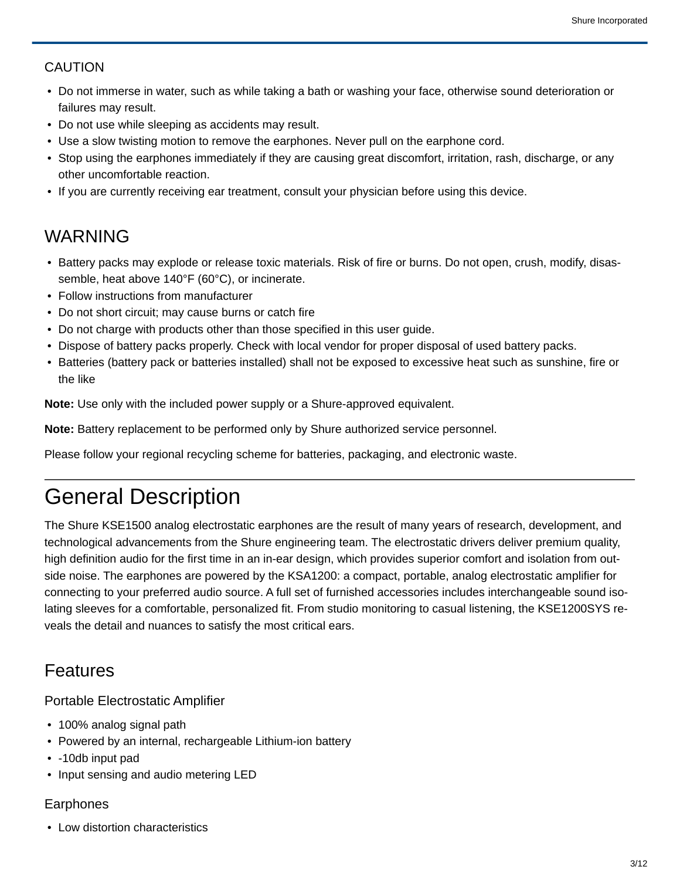### CAUTION

- Do not immerse in water, such as while taking a bath or washing your face, otherwise sound deterioration or failures may result.
- Do not use while sleeping as accidents may result.
- Use a slow twisting motion to remove the earphones. Never pull on the earphone cord.
- Stop using the earphones immediately if they are causing great discomfort, irritation, rash, discharge, or any other uncomfortable reaction.
- If you are currently receiving ear treatment, consult your physician before using this device.

## WARNING

- Battery packs may explode or release toxic materials. Risk of fire or burns. Do not open, crush, modify, disassemble, heat above 140°F (60°C), or incinerate.
- Follow instructions from manufacturer
- Do not short circuit; may cause burns or catch fire
- Do not charge with products other than those specified in this user guide.
- Dispose of battery packs properly. Check with local vendor for proper disposal of used battery packs.
- Batteries (battery pack or batteries installed) shall not be exposed to excessive heat such as sunshine, fire or the like

**Note:** Use only with the included power supply or a Shure-approved equivalent.

**Note:** Battery replacement to be performed only by Shure authorized service personnel.

Please follow your regional recycling scheme for batteries, packaging, and electronic waste.

# General Description

The Shure KSE1500 analog electrostatic earphones are the result of many years of research, development, and technological advancements from the Shure engineering team. The electrostatic drivers deliver premium quality, high definition audio for the first time in an in-ear design, which provides superior comfort and isolation from outside noise. The earphones are powered by the KSA1200: a compact, portable, analog electrostatic amplifier for connecting to your preferred audio source. A full set of furnished accessories includes interchangeable sound isolating sleeves for a comfortable, personalized fit. From studio monitoring to casual listening, the KSE1200SYS reveals the detail and nuances to satisfy the most critical ears.

## Features

### Portable Electrostatic Amplifier

- 100% analog signal path
- Powered by an internal, rechargeable Lithium-ion battery
- -10db input pad
- Input sensing and audio metering LED

### Earphones

- Low distortion characteristics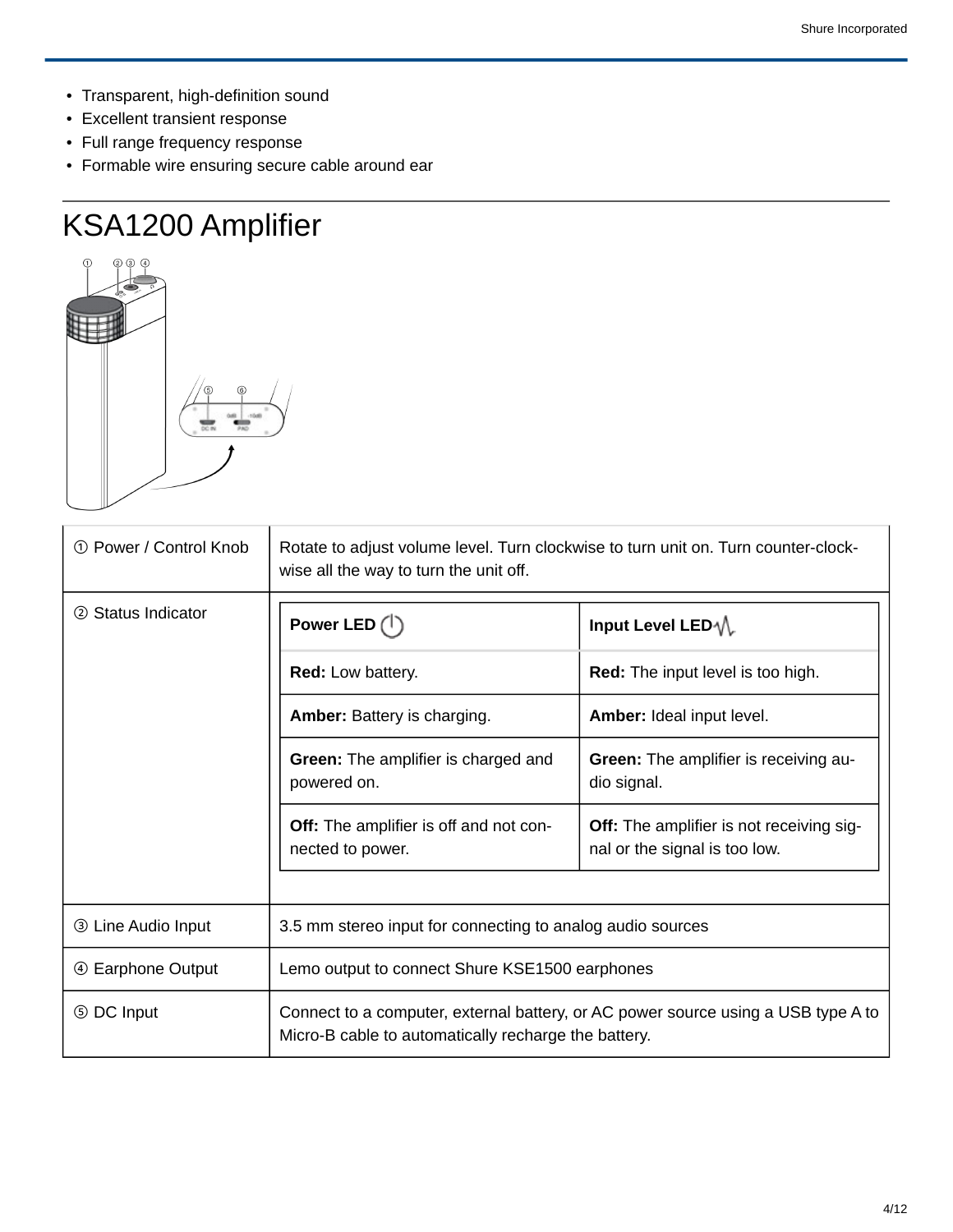- Transparent, high-definition sound
- Excellent transient response
- Full range frequency response
- Formable wire ensuring secure cable around ear

# KSA1200 Amplifier

| | |
|---|---|
| ① Power / Control Knob | Rotate to adjust volume level. Turn clockwise to turn unit on. Turn counter-clockwise all the way to turn the unit off. |
| ② Status Indicator | **Power LED** / **Input Level LED**<br>**Red:** Low battery. / **Red:** The input level is too high.<br>**Amber:** Battery is charging. / **Amber:** Ideal input level.<br>**Green:** The amplifier is charged and powered on. / **Green:** The amplifier is receiving audio signal.<br>**Off:** The amplifier is off and not connected to power. / **Off:** The amplifier is not receiving signal or the signal is too low. |
| ③ Line Audio Input | 3.5 mm stereo input for connecting to analog audio sources |
| ④ Earphone Output | Lemo output to connect Shure KSE1500 earphones |
| ⑤ DC Input | Connect to a computer, external battery, or AC power source using a USB type A to Micro-B cable to automatically recharge the battery. |

**② Status Indicator**

| Power LED | Input Level LED |
|---|---|
| **Red:** Low battery. | **Red:** The input level is too high. |
| **Amber:** Battery is charging. | **Amber:** Ideal input level. |
| **Green:** The amplifier is charged and powered on. | **Green:** The amplifier is receiving audio signal. |
| **Off:** The amplifier is off and not connected to power. | **Off:** The amplifier is not receiving signal or the signal is too low. |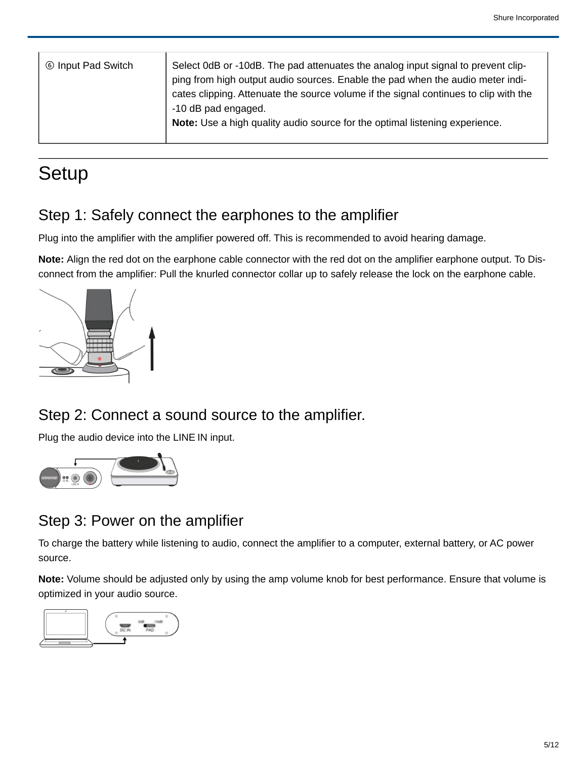| ⑥ Input Pad Switch | Select 0dB or -10dB. The pad attenuates the analog input signal to prevent clipping from high output audio sources. Enable the pad when the audio meter indicates clipping. Attenuate the source volume if the signal continues to clip with the -10 dB pad engaged.<br>**Note:** Use a high quality audio source for the optimal listening experience. |
|---|---|

# Setup

## Step 1: Safely connect the earphones to the amplifier

Plug into the amplifier with the amplifier powered off. This is recommended to avoid hearing damage.

**Note:** Align the red dot on the earphone cable connector with the red dot on the amplifier earphone output. To Disconnect from the amplifier: Pull the knurled connector collar up to safely release the lock on the earphone cable.

## Step 2: Connect a sound source to the amplifier.

Plug the audio device into the LINE IN input.

## Step 3: Power on the amplifier

To charge the battery while listening to audio, connect the amplifier to a computer, external battery, or AC power source.

**Note:** Volume should be adjusted only by using the amp volume knob for best performance. Ensure that volume is optimized in your audio source.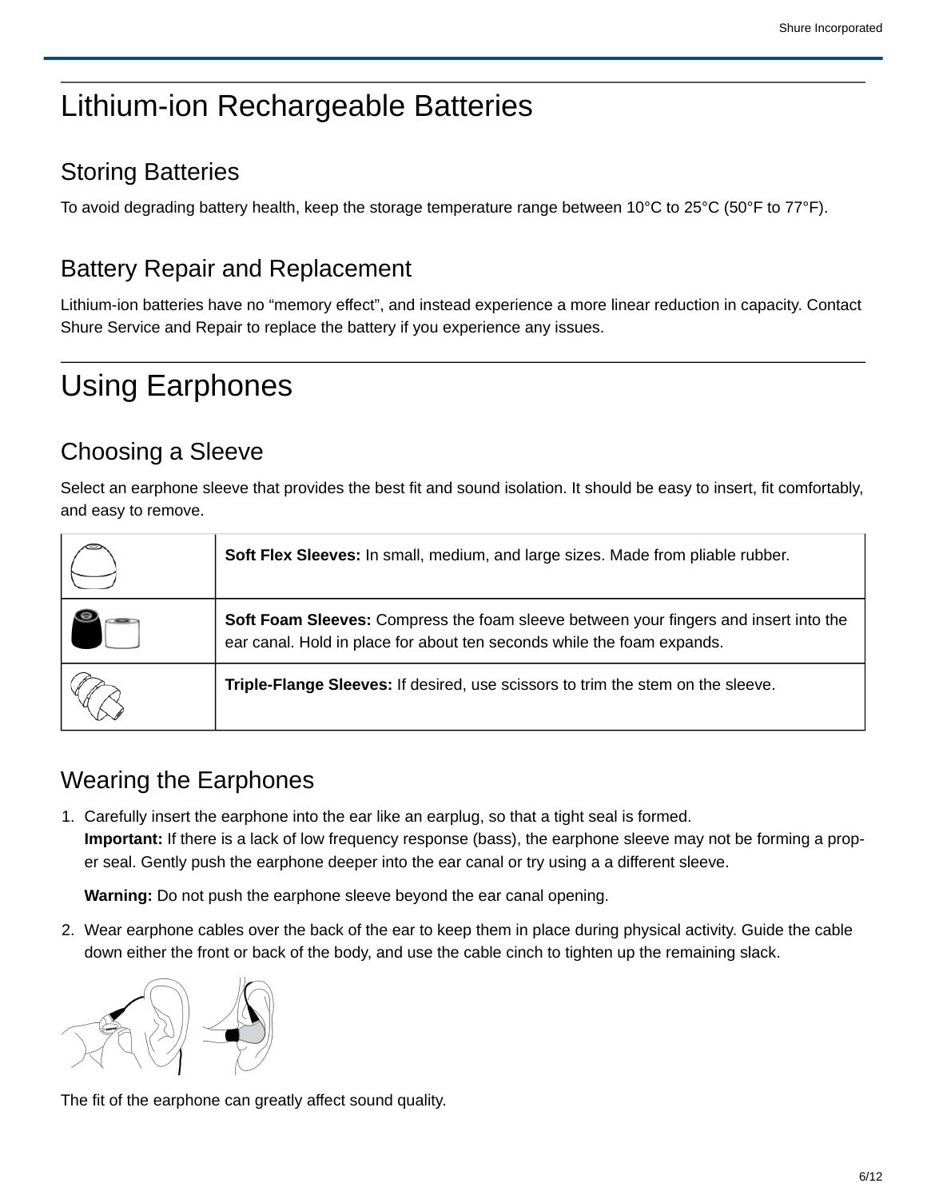# Lithium-ion Rechargeable Batteries

## Storing Batteries

To avoid degrading battery health, keep the storage temperature range between 10°C to 25°C (50°F to 77°F).

## Battery Repair and Replacement

Lithium-ion batteries have no “memory effect”, and instead experience a more linear reduction in capacity. Contact Shure Service and Repair to replace the battery if you experience any issues.

# Using Earphones

## Choosing a Sleeve

Select an earphone sleeve that provides the best fit and sound isolation. It should be easy to insert, fit comfortably, and easy to remove.

| | |
|---|---|
| | **Soft Flex Sleeves:** In small, medium, and large sizes. Made from pliable rubber. |
| | **Soft Foam Sleeves:** Compress the foam sleeve between your fingers and insert into the ear canal. Hold in place for about ten seconds while the foam expands. |
| | **Triple-Flange Sleeves:** If desired, use scissors to trim the stem on the sleeve. |

## Wearing the Earphones

1. Carefully insert the earphone into the ear like an earplug, so that a tight seal is formed.
   **Important:** If there is a lack of low frequency response (bass), the earphone sleeve may not be forming a proper seal. Gently push the earphone deeper into the ear canal or try using a a different sleeve.

   **Warning:** Do not push the earphone sleeve beyond the ear canal opening.

2. Wear earphone cables over the back of the ear to keep them in place during physical activity. Guide the cable down either the front or back of the body, and use the cable cinch to tighten up the remaining slack.

The fit of the earphone can greatly affect sound quality.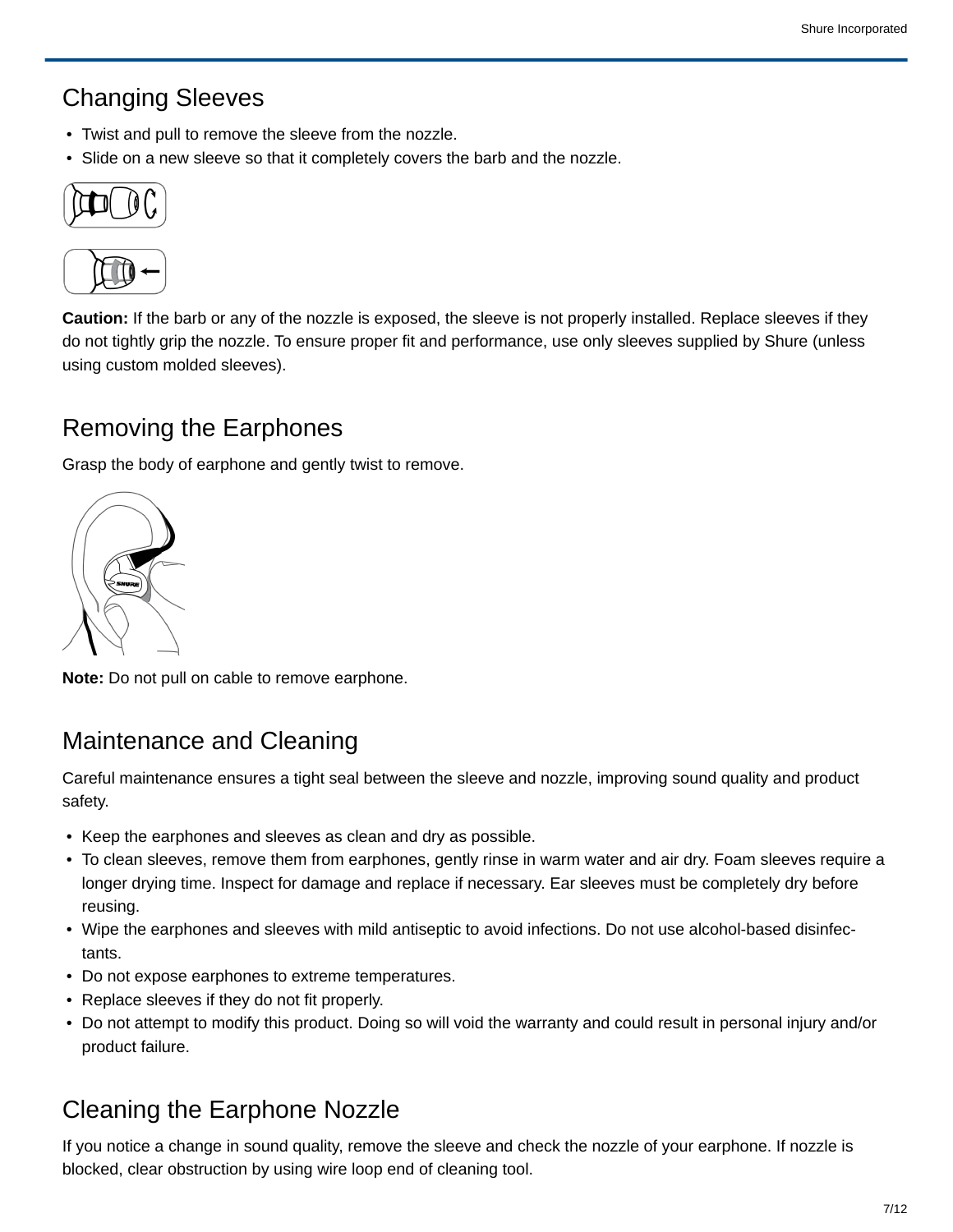## Changing Sleeves

- Twist and pull to remove the sleeve from the nozzle.
- Slide on a new sleeve so that it completely covers the barb and the nozzle.

**Caution:** If the barb or any of the nozzle is exposed, the sleeve is not properly installed. Replace sleeves if they do not tightly grip the nozzle. To ensure proper fit and performance, use only sleeves supplied by Shure (unless using custom molded sleeves).

## Removing the Earphones

Grasp the body of earphone and gently twist to remove.

**Note:** Do not pull on cable to remove earphone.

## Maintenance and Cleaning

Careful maintenance ensures a tight seal between the sleeve and nozzle, improving sound quality and product safety.

- Keep the earphones and sleeves as clean and dry as possible.
- To clean sleeves, remove them from earphones, gently rinse in warm water and air dry. Foam sleeves require a longer drying time. Inspect for damage and replace if necessary. Ear sleeves must be completely dry before reusing.
- Wipe the earphones and sleeves with mild antiseptic to avoid infections. Do not use alcohol-based disinfectants.
- Do not expose earphones to extreme temperatures.
- Replace sleeves if they do not fit properly.
- Do not attempt to modify this product. Doing so will void the warranty and could result in personal injury and/or product failure.

## Cleaning the Earphone Nozzle

If you notice a change in sound quality, remove the sleeve and check the nozzle of your earphone. If nozzle is blocked, clear obstruction by using wire loop end of cleaning tool.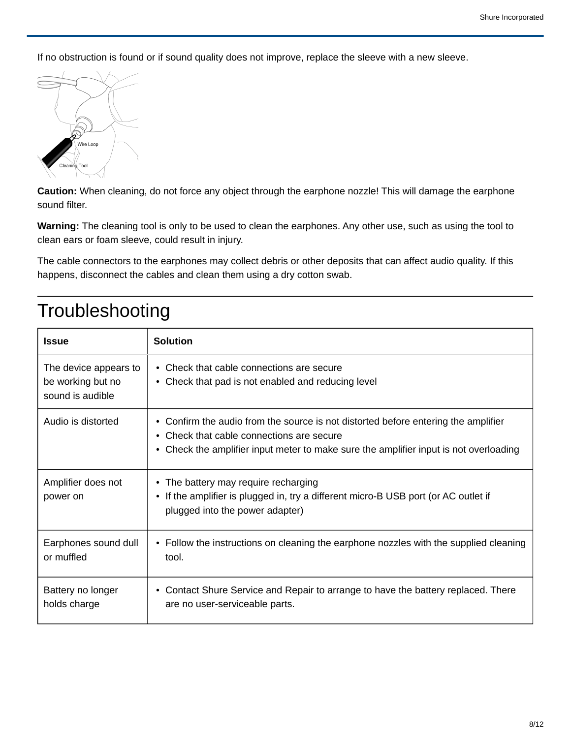If no obstruction is found or if sound quality does not improve, replace the sleeve with a new sleeve.

**Caution:** When cleaning, do not force any object through the earphone nozzle! This will damage the earphone sound filter.

**Warning:** The cleaning tool is only to be used to clean the earphones. Any other use, such as using the tool to clean ears or foam sleeve, could result in injury.

The cable connectors to the earphones may collect debris or other deposits that can affect audio quality. If this happens, disconnect the cables and clean them using a dry cotton swab.

# Troubleshooting

| Issue | Solution |
| --- | --- |
| The device appears to be working but no sound is audible | • Check that cable connections are secure<br>• Check that pad is not enabled and reducing level |
| Audio is distorted | • Confirm the audio from the source is not distorted before entering the amplifier<br>• Check that cable connections are secure<br>• Check the amplifier input meter to make sure the amplifier input is not overloading |
| Amplifier does not power on | • The battery may require recharging<br>• If the amplifier is plugged in, try a different micro-B USB port (or AC outlet if plugged into the power adapter) |
| Earphones sound dull or muffled | • Follow the instructions on cleaning the earphone nozzles with the supplied cleaning tool. |
| Battery no longer holds charge | • Contact Shure Service and Repair to arrange to have the battery replaced. There are no user-serviceable parts. |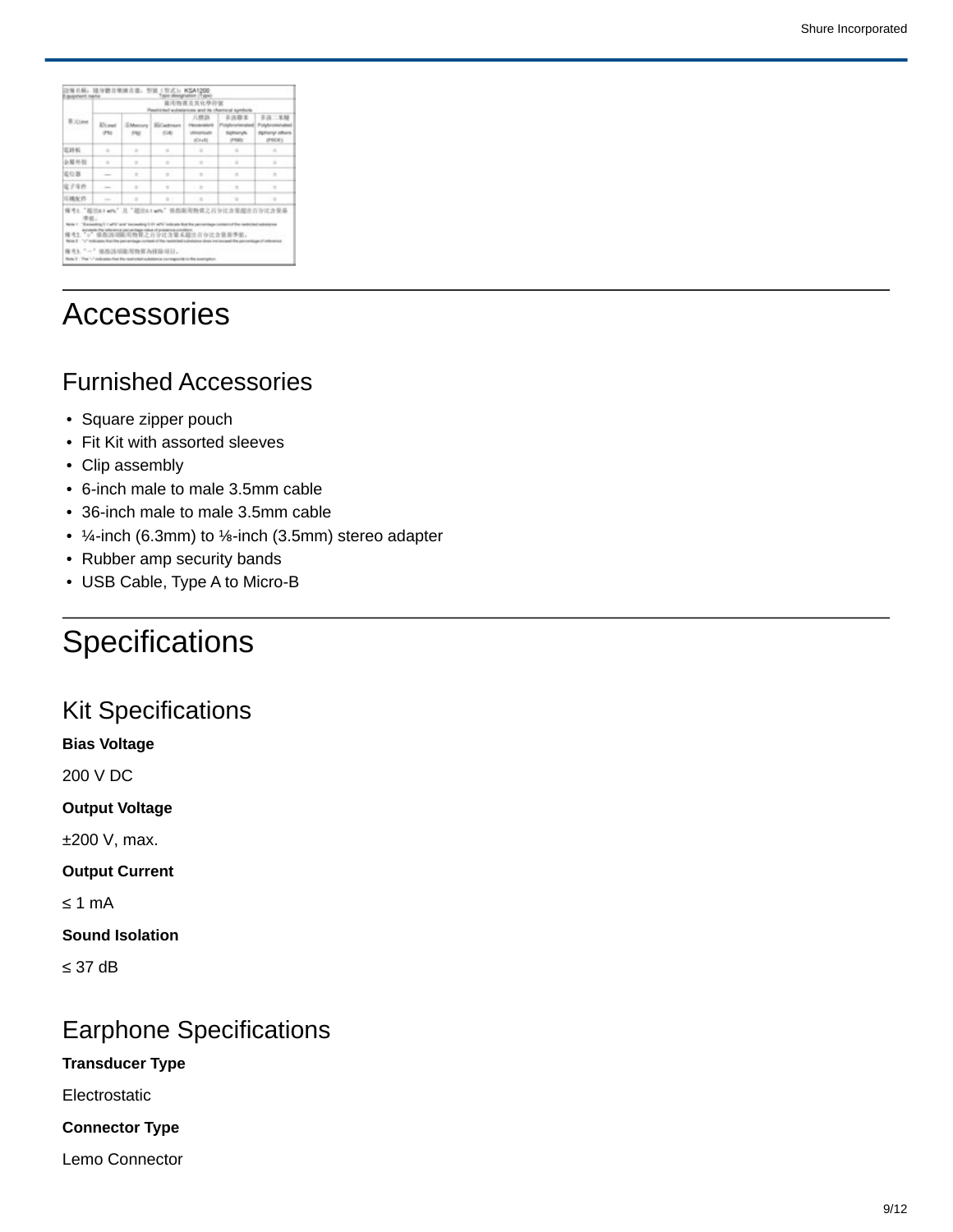# Accessories

## Furnished Accessories

- Square zipper pouch
- Fit Kit with assorted sleeves
- Clip assembly
- 6-inch male to male 3.5mm cable
- 36-inch male to male 3.5mm cable
- ¼-inch (6.3mm) to ⅛-inch (3.5mm) stereo adapter
- Rubber amp security bands
- USB Cable, Type A to Micro-B

# Specifications

## Kit Specifications

**Bias Voltage**

200 V DC

**Output Voltage**

±200 V, max.

**Output Current**

≤ 1 mA

**Sound Isolation**

≤ 37 dB

## Earphone Specifications

**Transducer Type**

Electrostatic

**Connector Type**

Lemo Connector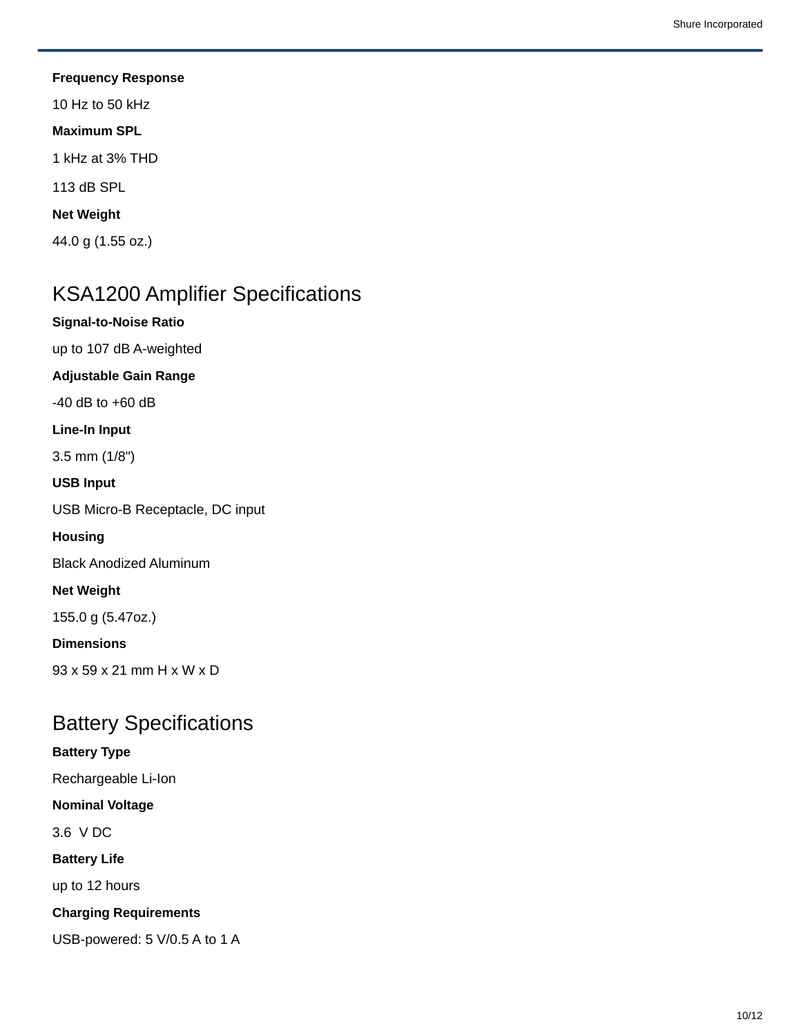**Frequency Response**

10 Hz to 50 kHz

**Maximum SPL**

1 kHz at 3% THD

113 dB SPL

**Net Weight**

44.0 g (1.55 oz.)

## KSA1200 Amplifier Specifications

**Signal-to-Noise Ratio**

up to 107 dB A-weighted

**Adjustable Gain Range**

-40 dB to +60 dB

**Line-In Input**

3.5 mm (1/8")

**USB Input**

USB Micro-B Receptacle, DC input

**Housing**

Black Anodized Aluminum

**Net Weight**

155.0 g (5.47oz.)

**Dimensions**

93 x 59 x 21 mm H x W x D

## Battery Specifications

**Battery Type**

Rechargeable Li-Ion

**Nominal Voltage**

3.6 V DC

**Battery Life**

up to 12 hours

**Charging Requirements**

USB-powered: 5 V/0.5 A to 1 A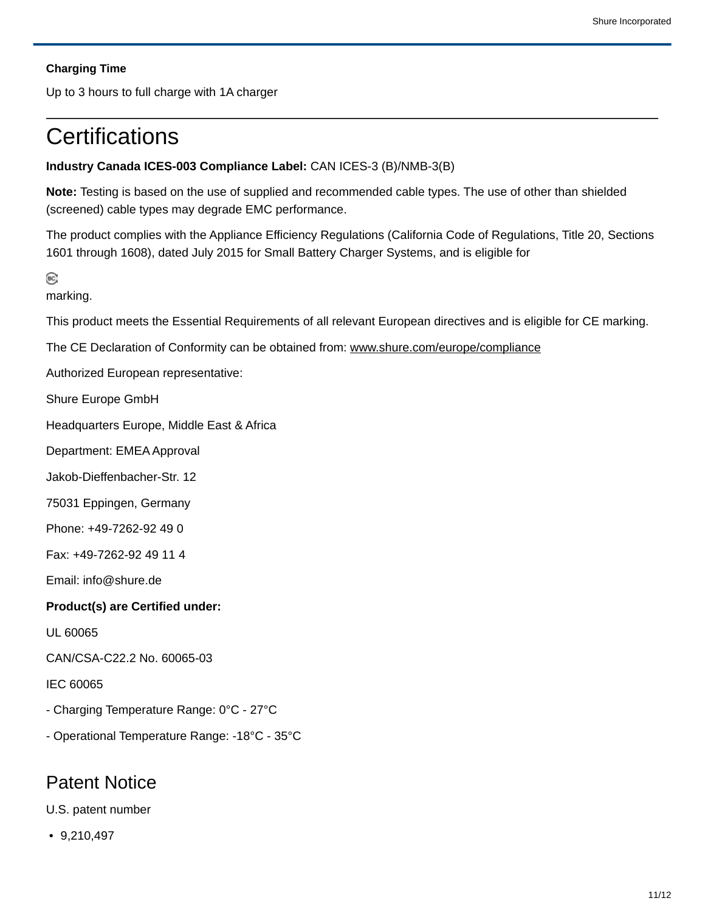**Charging Time**

Up to 3 hours to full charge with 1A charger

# Certifications

**Industry Canada ICES-003 Compliance Label:** CAN ICES-3 (B)/NMB-3(B)

**Note:** Testing is based on the use of supplied and recommended cable types. The use of other than shielded (screened) cable types may degrade EMC performance.

The product complies with the Appliance Efficiency Regulations (California Code of Regulations, Title 20, Sections 1601 through 1608), dated July 2015 for Small Battery Charger Systems, and is eligible for

marking.

This product meets the Essential Requirements of all relevant European directives and is eligible for CE marking.

The CE Declaration of Conformity can be obtained from: www.shure.com/europe/compliance

Authorized European representative:

Shure Europe GmbH

Headquarters Europe, Middle East & Africa

Department: EMEA Approval

Jakob-Dieffenbacher-Str. 12

75031 Eppingen, Germany

Phone: +49-7262-92 49 0

Fax: +49-7262-92 49 11 4

Email: info@shure.de

**Product(s) are Certified under:**

UL 60065

CAN/CSA-C22.2 No. 60065-03

IEC 60065

- Charging Temperature Range: 0°C - 27°C
- Operational Temperature Range: -18°C - 35°C

## Patent Notice

U.S. patent number

- 9,210,497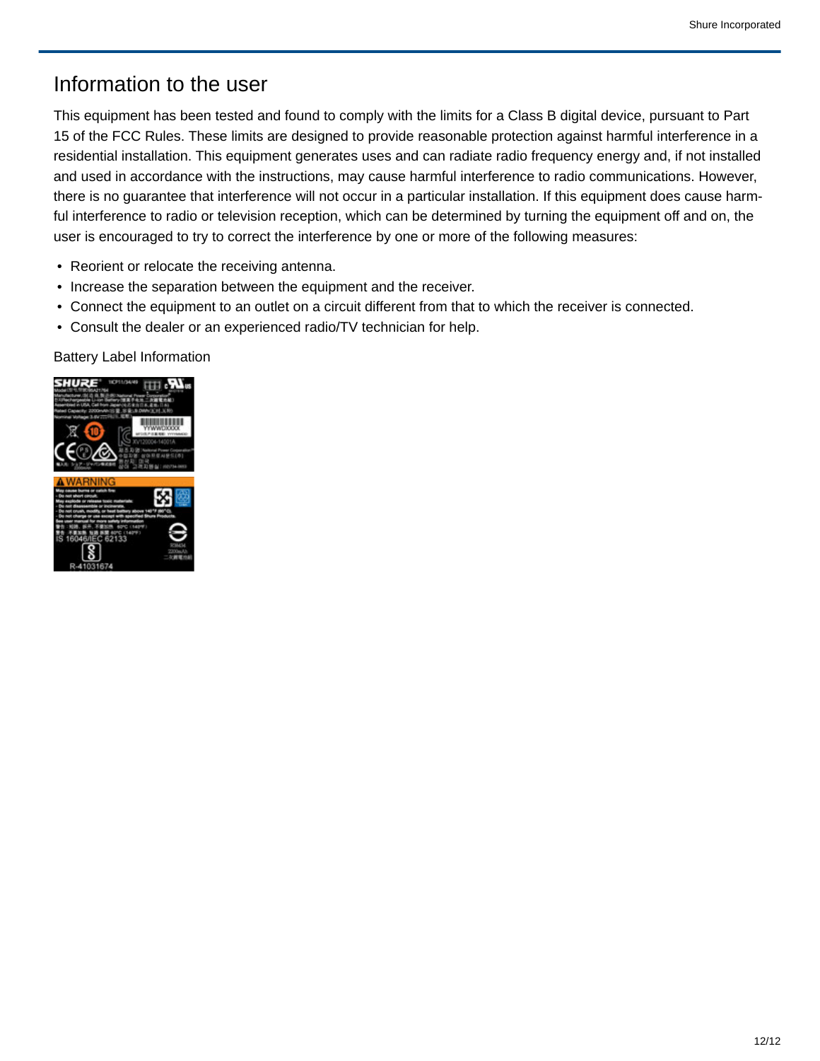# Information to the user

This equipment has been tested and found to comply with the limits for a Class B digital device, pursuant to Part 15 of the FCC Rules. These limits are designed to provide reasonable protection against harmful interference in a residential installation. This equipment generates uses and can radiate radio frequency energy and, if not installed and used in accordance with the instructions, may cause harmful interference to radio communications. However, there is no guarantee that interference will not occur in a particular installation. If this equipment does cause harmful interference to radio or television reception, which can be determined by turning the equipment off and on, the user is encouraged to try to correct the interference by one or more of the following measures:

- Reorient or relocate the receiving antenna.
- Increase the separation between the equipment and the receiver.
- Connect the equipment to an outlet on a circuit different from that to which the receiver is connected.
- Consult the dealer or an experienced radio/TV technician for help.

Battery Label Information